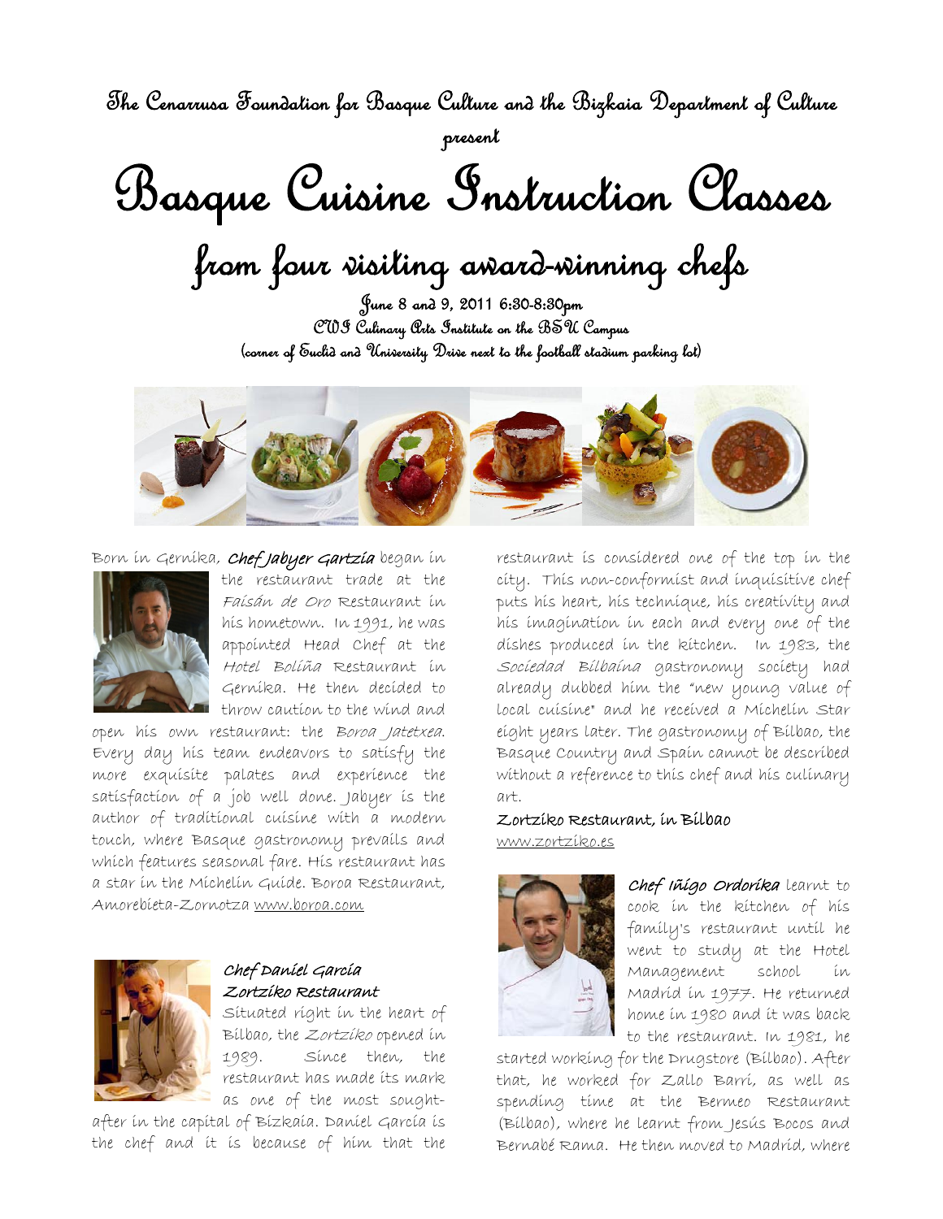The Cenarrusa Foundation for Basque Culture and the Bizkaia Department of Culture present

# Basque Cuisine Instruction Classes

## from four visiting award-winning chefs

June 8 and 9, 2011 6:30-8:30pm
CWI Culinary Arts Institute on the BSU Campus
(corner of Euclid and University Drive next to the football stadium parking lot)

Born in Gernika, ***Chef Jabyer Gartzia*** began in the restaurant trade at the *Faisán de Oro* Restaurant in his hometown. In 1991, he was appointed Head Chef at the *Hotel Boliña* Restaurant in Gernika. He then decided to throw caution to the wind and open his own restaurant: the *Boroa Jatetxea*. Every day his team endeavors to satisfy the more exquisite palates and experience the satisfaction of a job well done. Jabyer is the author of traditional cuisine with a modern touch, where Basque gastronomy prevails and which features seasonal fare. His restaurant has a star in the Michelin Guide. Boroa Restaurant, Amorebieta-Zornotza www.boroa.com

***Chef Daniel Garcia***
***Zortziko Restaurant***

Situated right in the heart of Bilbao, the *Zortziko* opened in 1989. Since then, the restaurant has made its mark as one of the most sought-after in the capital of Bizkaia. Daniel García is the chef and it is because of him that the restaurant is considered one of the top in the city. This non-conformist and inquisitive chef puts his heart, his technique, his creativity and his imagination in each and every one of the dishes produced in the kitchen. In 1983, the *Sociedad Bilbaína* gastronomy society had already dubbed him the "new young value of local cuisine" and he received a Michelin Star eight years later. The gastronomy of Bilbao, the Basque Country and Spain cannot be described without a reference to this chef and his culinary art.

Zortziko Restaurant, in Bilbao
www.zortziko.es

***Chef Iñigo Ordorika*** learnt to cook in the kitchen of his family's restaurant until he went to study at the Hotel Management school in Madrid in 1977. He returned home in 1980 and it was back to the restaurant. In 1981, he started working for the Drugstore (Bilbao). After that, he worked for Zallo Barri, as well as spending time at the Bermeo Restaurant (Bilbao), where he learnt from Jesús Bocos and Bernabé Rama. He then moved to Madrid, where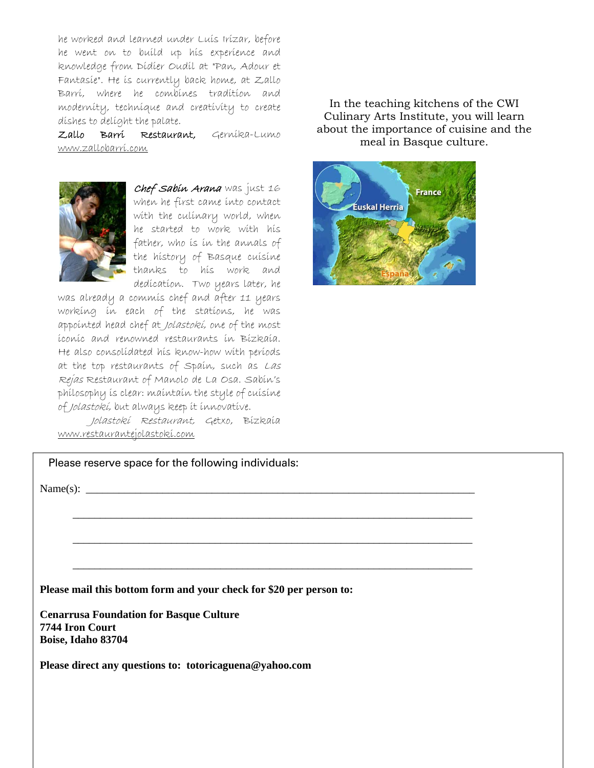he worked and learned under Luis Irizar, before he went on to build up his experience and knowledge from Didier Oudil at "Pan, Adour et Fantasie". He is currently back home, at Zallo Barri, where he combines tradition and modernity, technique and creativity to create dishes to delight the palate.

**Zallo Barri Restaurant,** Gernika-Lumo
www.zallobarri.com

***Chef Sabin Arana*** was just 16 when he first came into contact with the culinary world, when he started to work with his father, who is in the annals of the history of Basque cuisine thanks to his work and dedication. Two years later, he was already a commis chef and after 11 years working in each of the stations, he was appointed head chef at *Jolastoki*, one of the most iconic and renowned restaurants in Bizkaia. He also consolidated his know-how with periods at the top restaurants of Spain, such as *Las Rejas* Restaurant of Manolo de La Osa. Sabin's philosophy is clear: maintain the style of cuisine of *Jolastoki*, but always keep it innovative.

*Jolastoki Restaurant,* Getxo, Bizkaia
www.restaurantejolastoki.com

In the teaching kitchens of the CWI Culinary Arts Institute, you will learn about the importance of cuisine and the meal in Basque culture.

France
Euskal Herria
España

Please reserve space for the following individuals:

Name(s): ______________________________________________________________________

______________________________________________________________________

______________________________________________________________________

______________________________________________________________________

**Please mail this bottom form and your check for $20 per person to:**

**Cenarrusa Foundation for Basque Culture**
**7744 Iron Court**
**Boise, Idaho 83704**

**Please direct any questions to: totoricaguena@yahoo.com**